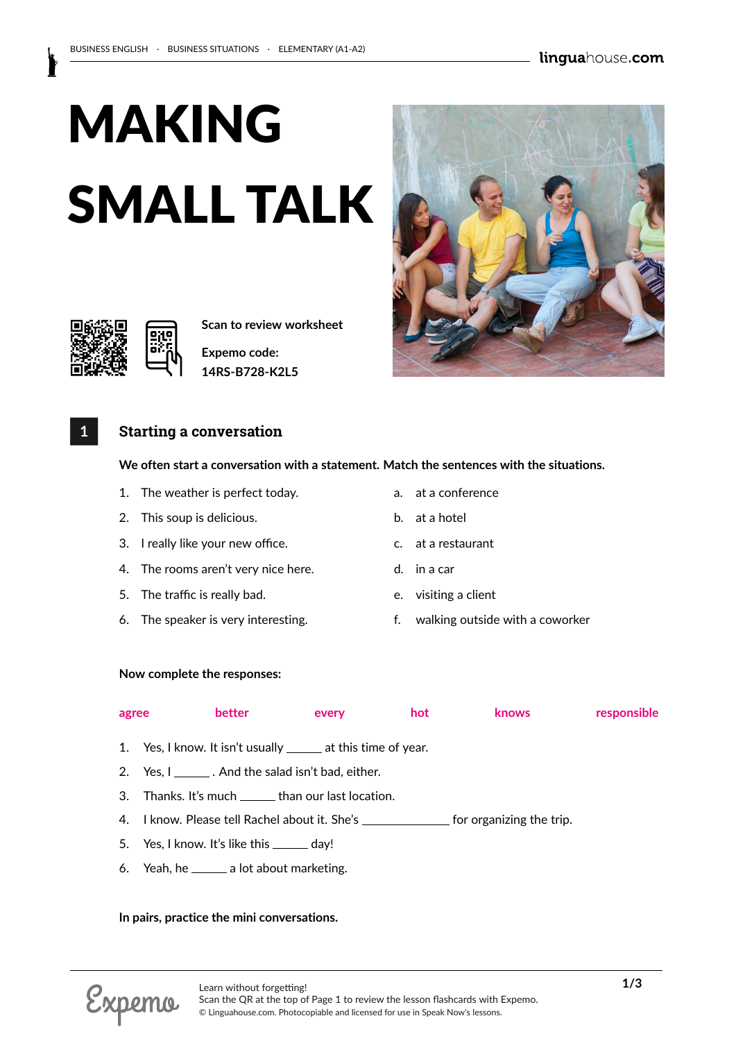# MAKING SMALL TALK

Scan to review worksheet

Expemo code:
14RS-B728-K2L5

## 1 Starting a conversation

**We often start a conversation with a statement. Match the sentences with the situations.**

1. The weather is perfect today.
2. This soup is delicious.
3. I really like your new office.
4. The rooms aren't very nice here.
5. The traffic is really bad.
6. The speaker is very interesting.

a. at a conference
b. at a hotel
c. at a restaurant
d. in a car
e. visiting a client
f. walking outside with a coworker

**Now complete the responses:**

agree    better    every    hot    knows    responsible

1. Yes, I know. It isn't usually ______ at this time of year.
2. Yes, I ______ . And the salad isn't bad, either.
3. Thanks. It's much ______ than our last location.
4. I know. Please tell Rachel about it. She's ______________ for organizing the trip.
5. Yes, I know. It's like this ______ day!
6. Yeah, he ______ a lot about marketing.

**In pairs, practice the mini conversations.**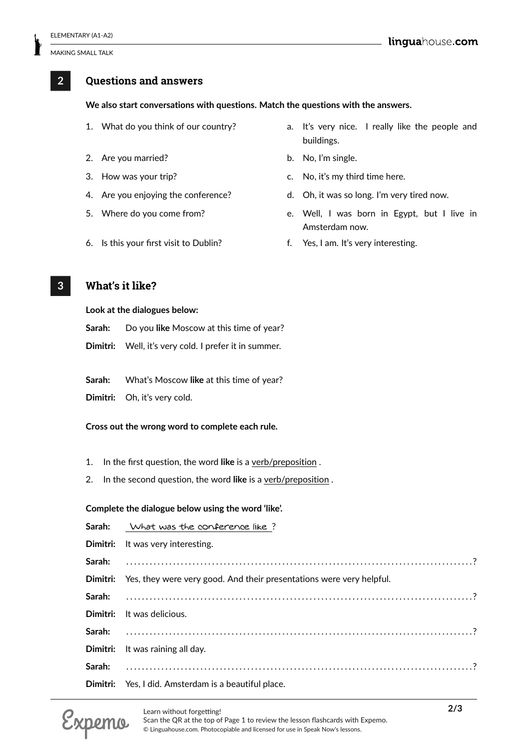## 2 Questions and answers

**We also start conversations with questions. Match the questions with the answers.**

1. What do you think of our country?
2. Are you married?
3. How was your trip?
4. Are you enjoying the conference?
5. Where do you come from?
6. Is this your first visit to Dublin?

a. It's very nice. I really like the people and buildings.
b. No, I'm single.
c. No, it's my third time here.
d. Oh, it was so long. I'm very tired now.
e. Well, I was born in Egypt, but I live in Amsterdam now.
f. Yes, I am. It's very interesting.

## 3 What's it like?

**Look at the dialogues below:**

**Sarah:** Do you **like** Moscow at this time of year?
**Dimitri:** Well, it's very cold. I prefer it in summer.

**Sarah:** What's Moscow **like** at this time of year?
**Dimitri:** Oh, it's very cold.

**Cross out the wrong word to complete each rule.**

1. In the first question, the word **like** is a verb/preposition .
2. In the second question, the word **like** is a verb/preposition .

**Complete the dialogue below using the word 'like'.**

**Sarah:** What was the conference like ?
**Dimitri:** It was very interesting.
**Sarah:** ..........................................................................................?
**Dimitri:** Yes, they were very good. And their presentations were very helpful.
**Sarah:** ..........................................................................................?
**Dimitri:** It was delicious.
**Sarah:** ..........................................................................................?
**Dimitri:** It was raining all day.
**Sarah:** ..........................................................................................?
**Dimitri:** Yes, I did. Amsterdam is a beautiful place.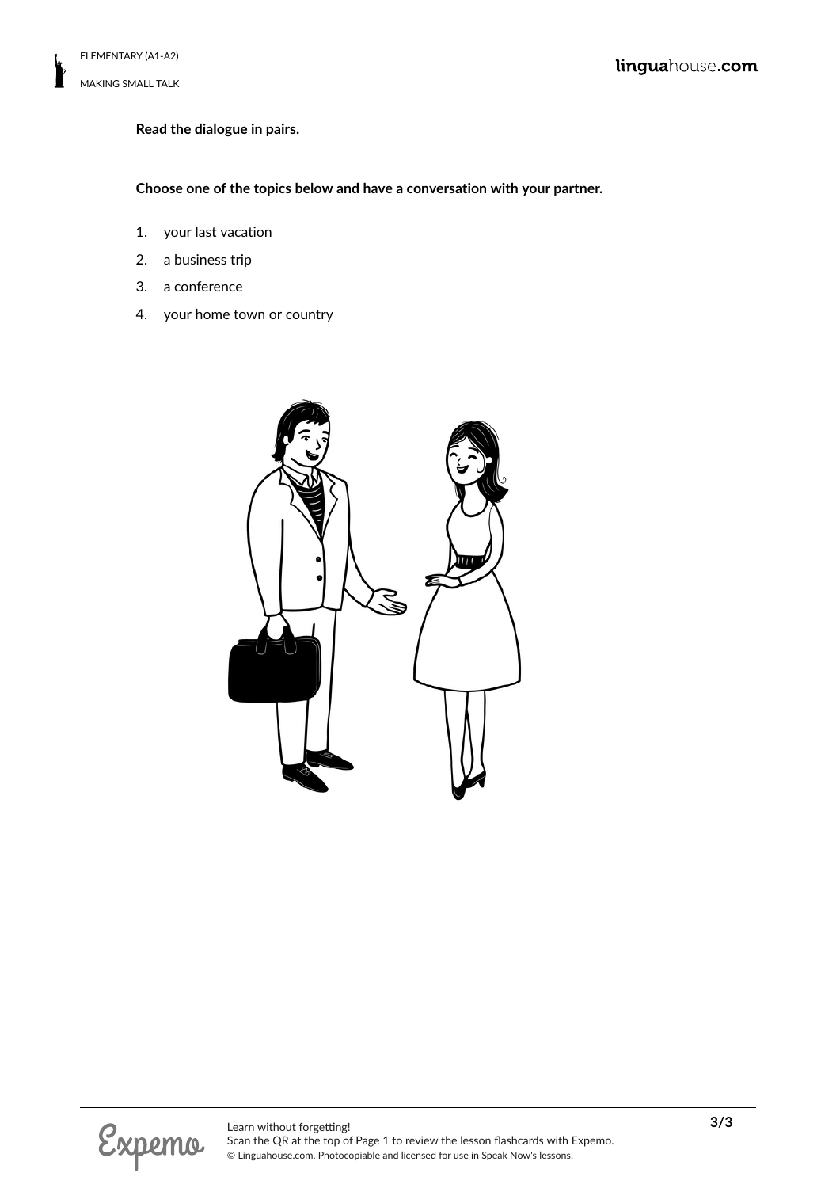**Read the dialogue in pairs.**

**Choose one of the topics below and have a conversation with your partner.**

1. your last vacation
2. a business trip
3. a conference
4. your home town or country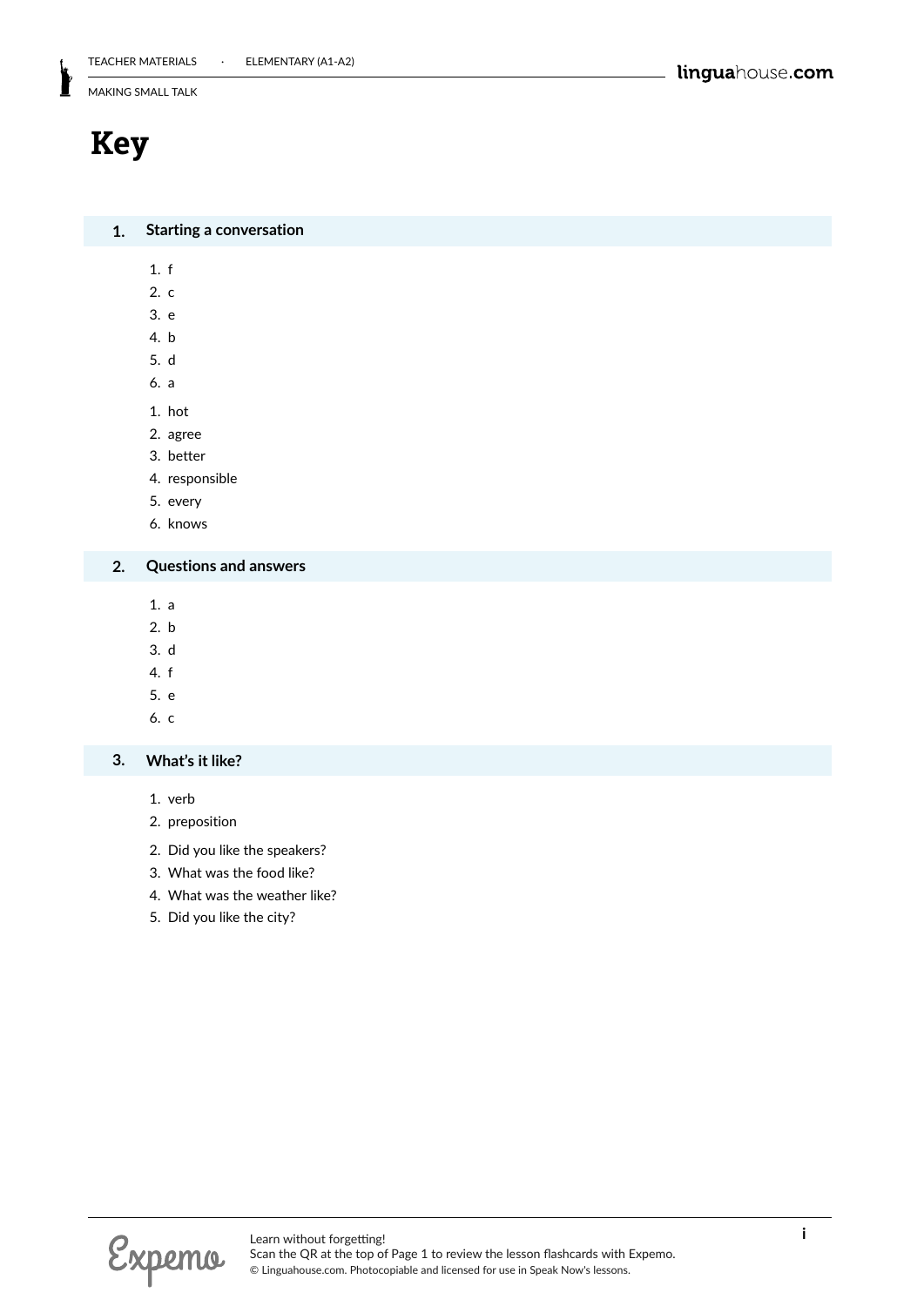# Key

## 1. Starting a conversation

1. f
2. c
3. e
4. b
5. d
6. a

1. hot
2. agree
3. better
4. responsible
5. every
6. knows

## 2. Questions and answers

1. a
2. b
3. d
4. f
5. e
6. c

## 3. What's it like?

1. verb
2. preposition

2. Did you like the speakers?
3. What was the food like?
4. What was the weather like?
5. Did you like the city?